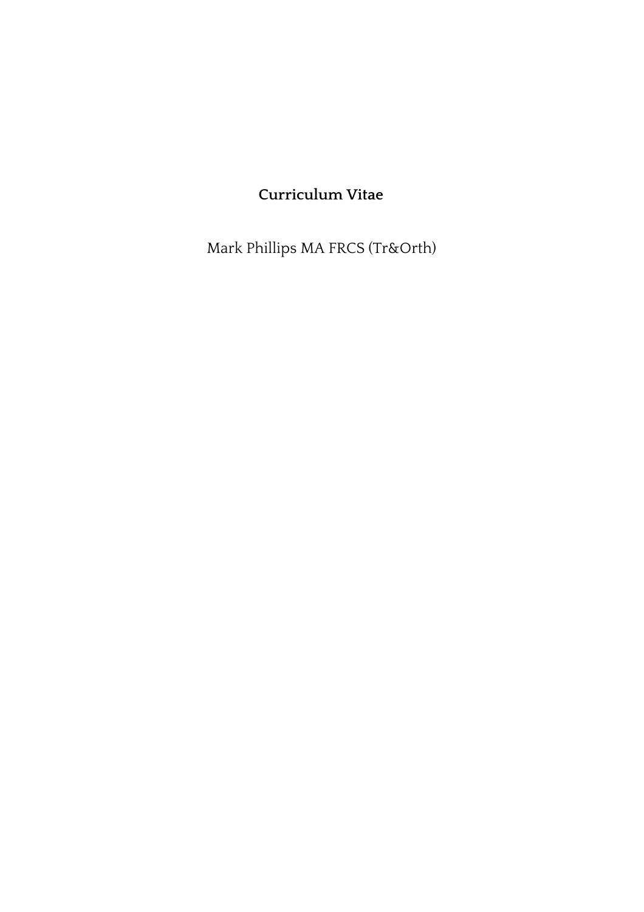**Curriculum Vitae**

Mark Phillips MA FRCS (Tr&Orth)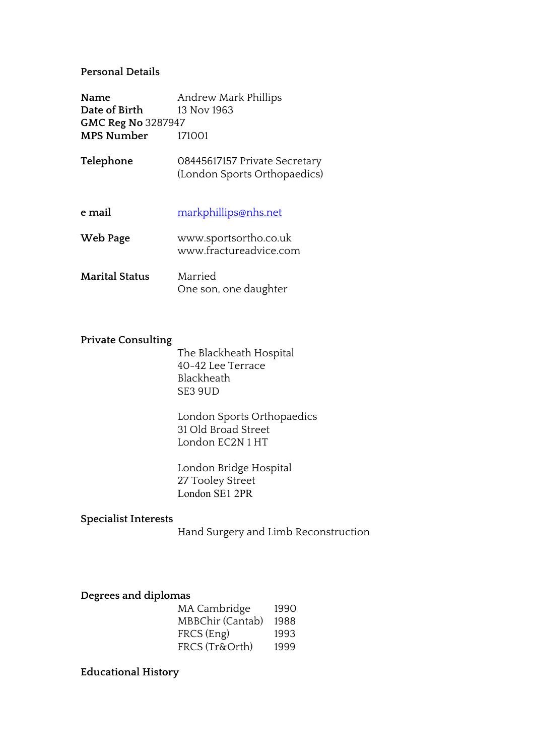## Personal Details

| | |
|---|---|
| **Name** | Andrew Mark Phillips |
| **Date of Birth** | 13 Nov 1963 |
| **GMC Reg No** | 3287947 |
| **MPS Number** | 171001 |

| | |
|---|---|
| **Telephone** | 08445617157 Private Secretary (London Sports Orthopaedics) |
| **e mail** | markphillips@nhs.net |
| **Web Page** | www.sportsortho.co.uk<br>www.fractureadvice.com |
| **Marital Status** | Married<br>One son, one daughter |

## Private Consulting

The Blackheath Hospital
40-42 Lee Terrace
Blackheath
SE3 9UD

London Sports Orthopaedics
31 Old Broad Street
London EC2N 1 HT

London Bridge Hospital
27 Tooley Street
London SE1 2PR

## Specialist Interests

Hand Surgery and Limb Reconstruction

## Degrees and diplomas

| | |
|---|---|
| MA Cambridge | 1990 |
| MBBChir (Cantab) | 1988 |
| FRCS (Eng) | 1993 |
| FRCS (Tr&Orth) | 1999 |

## Educational History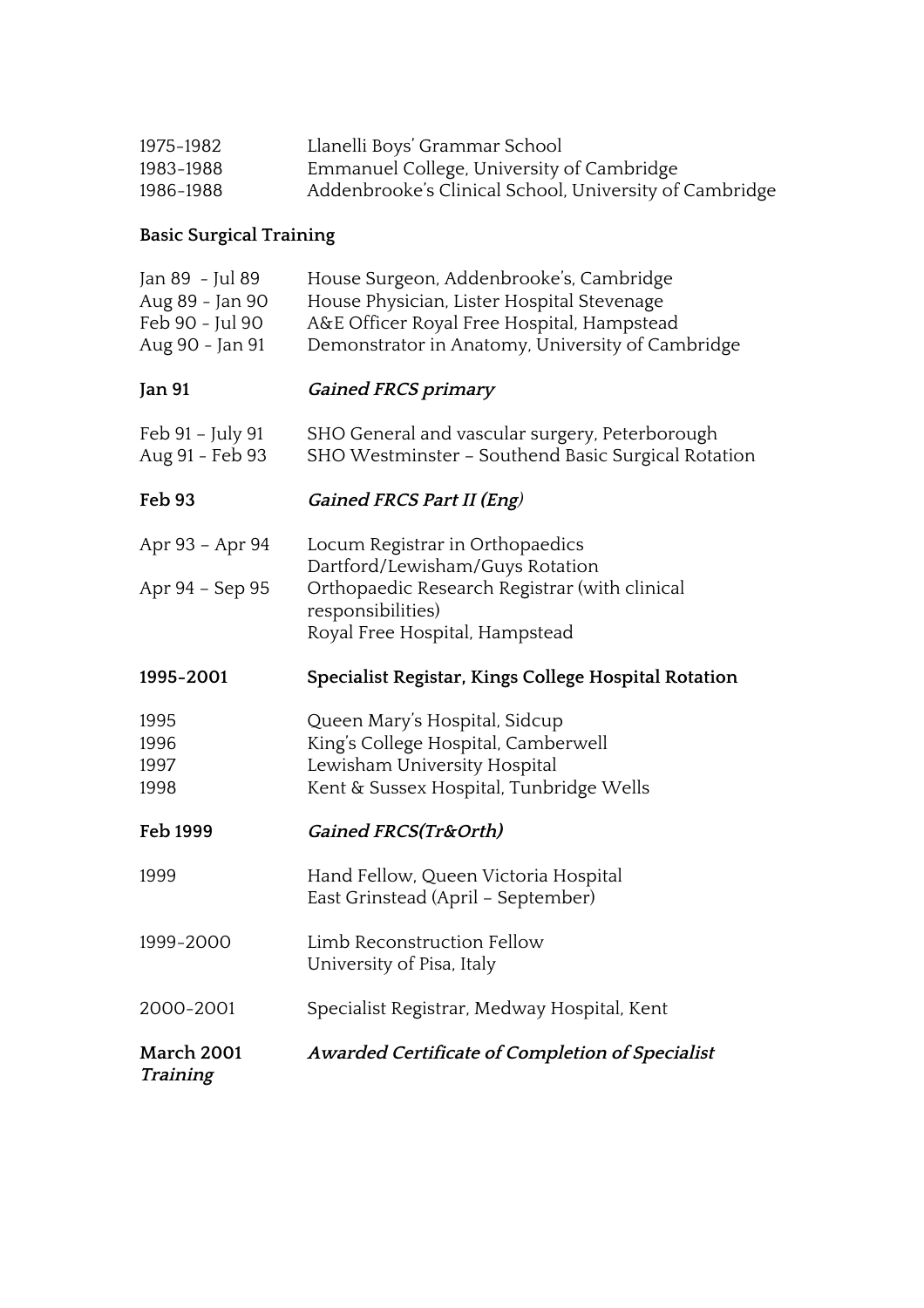1975-1982 Llanelli Boys' Grammar School
1983-1988 Emmanuel College, University of Cambridge
1986-1988 Addenbrooke's Clinical School, University of Cambridge

**Basic Surgical Training**

Jan 89 - Jul 89 House Surgeon, Addenbrooke's, Cambridge
Aug 89 - Jan 90 House Physician, Lister Hospital Stevenage
Feb 90 - Jul 90 A&E Officer Royal Free Hospital, Hampstead
Aug 90 - Jan 91 Demonstrator in Anatomy, University of Cambridge

**Jan 91** ***Gained FRCS primary***

Feb 91 – July 91 SHO General and vascular surgery, Peterborough
Aug 91 - Feb 93 SHO Westminster – Southend Basic Surgical Rotation

**Feb 93** ***Gained FRCS Part II (Eng)***

Apr 93 – Apr 94 Locum Registrar in Orthopaedics
Dartford/Lewisham/Guys Rotation
Apr 94 – Sep 95 Orthopaedic Research Registrar (with clinical responsibilities)
Royal Free Hospital, Hampstead

**1995-2001** **Specialist Registar, Kings College Hospital Rotation**

1995 Queen Mary's Hospital, Sidcup
1996 King's College Hospital, Camberwell
1997 Lewisham University Hospital
1998 Kent & Sussex Hospital, Tunbridge Wells

**Feb 1999** ***Gained FRCS(Tr&Orth)***

1999 Hand Fellow, Queen Victoria Hospital
East Grinstead (April – September)

1999-2000 Limb Reconstruction Fellow
University of Pisa, Italy

2000-2001 Specialist Registrar, Medway Hospital, Kent

**March 2001** ***Awarded Certificate of Completion of Specialist Training***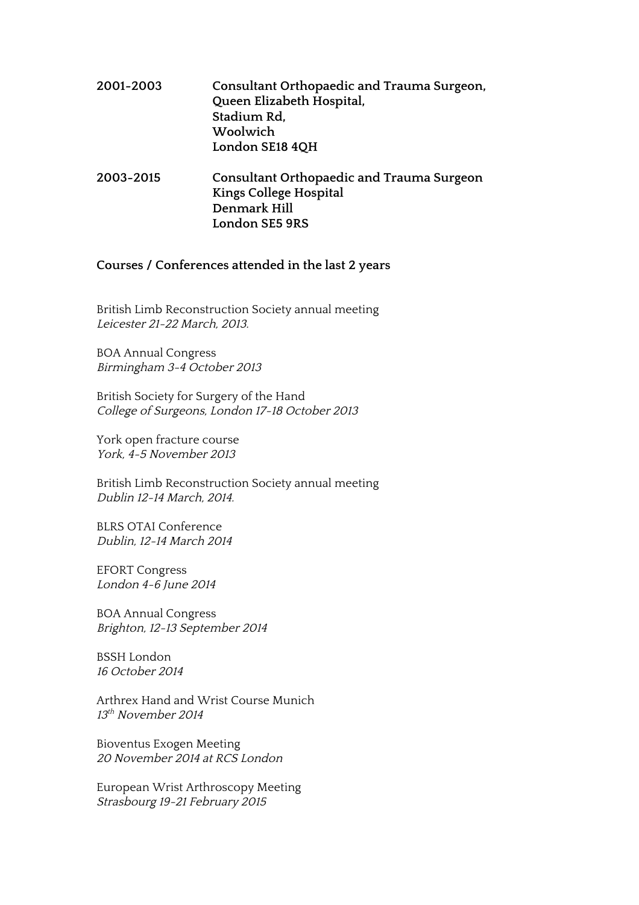**2001-2003** **Consultant Orthopaedic and Trauma Surgeon,**
**Queen Elizabeth Hospital,**
**Stadium Rd,**
**Woolwich**
**London SE18 4QH**

**2003-2015** **Consultant Orthopaedic and Trauma Surgeon**
**Kings College Hospital**
**Denmark Hill**
**London SE5 9RS**

**Courses / Conferences attended in the last 2 years**

British Limb Reconstruction Society annual meeting
*Leicester 21-22 March, 2013.*

BOA Annual Congress
*Birmingham 3-4 October 2013*

British Society for Surgery of the Hand
*College of Surgeons, London 17-18 October 2013*

York open fracture course
*York, 4-5 November 2013*

British Limb Reconstruction Society annual meeting
*Dublin 12-14 March, 2014.*

BLRS OTAI Conference
*Dublin, 12-14 March 2014*

EFORT Congress
*London 4-6 June 2014*

BOA Annual Congress
*Brighton, 12-13 September 2014*

BSSH London
*16 October 2014*

Arthrex Hand and Wrist Course Munich
*13th November 2014*

Bioventus Exogen Meeting
*20 November 2014 at RCS London*

European Wrist Arthroscopy Meeting
*Strasbourg 19-21 February 2015*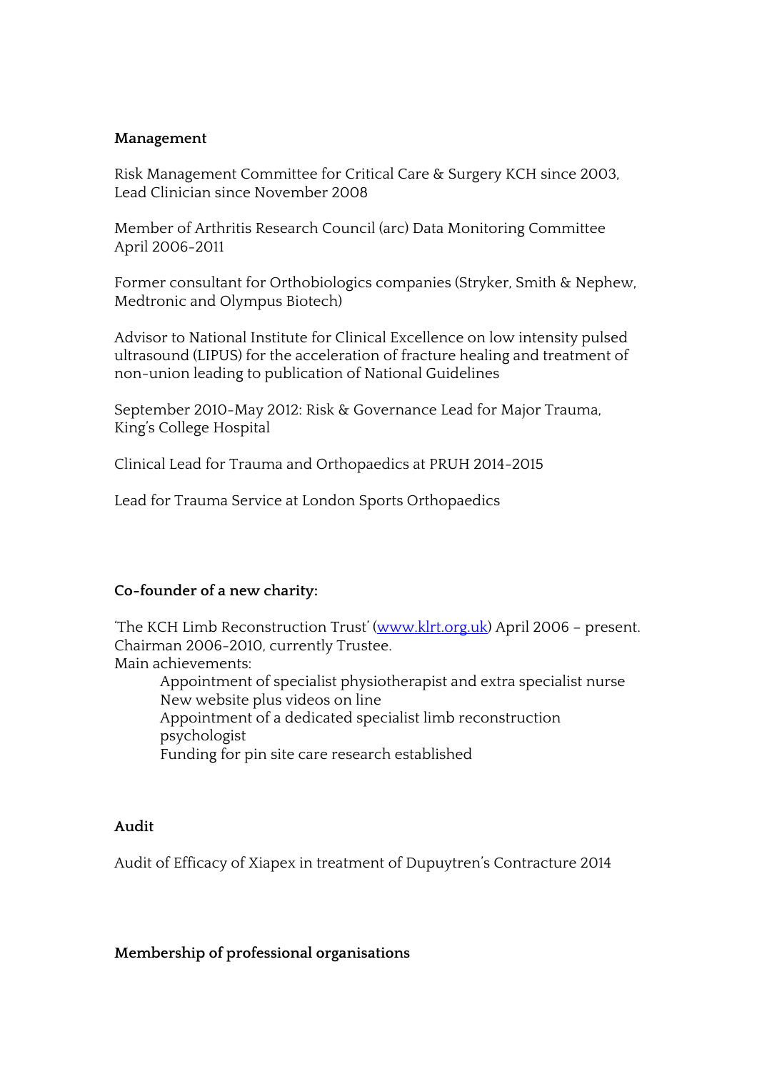**Management**

Risk Management Committee for Critical Care & Surgery KCH since 2003, Lead Clinician since November 2008

Member of Arthritis Research Council (arc) Data Monitoring Committee April 2006-2011

Former consultant for Orthobiologics companies (Stryker, Smith & Nephew, Medtronic and Olympus Biotech)

Advisor to National Institute for Clinical Excellence on low intensity pulsed ultrasound (LIPUS) for the acceleration of fracture healing and treatment of non-union leading to publication of National Guidelines

September 2010-May 2012: Risk & Governance Lead for Major Trauma, King's College Hospital

Clinical Lead for Trauma and Orthopaedics at PRUH 2014-2015

Lead for Trauma Service at London Sports Orthopaedics

**Co-founder of a new charity:**

'The KCH Limb Reconstruction Trust' ([www.klrt.org.uk](www.klrt.org.uk)) April 2006 – present. Chairman 2006-2010, currently Trustee.
Main achievements:

- Appointment of specialist physiotherapist and extra specialist nurse
- New website plus videos on line
- Appointment of a dedicated specialist limb reconstruction psychologist
- Funding for pin site care research established

**Audit**

Audit of Efficacy of Xiapex in treatment of Dupuytren's Contracture 2014

**Membership of professional organisations**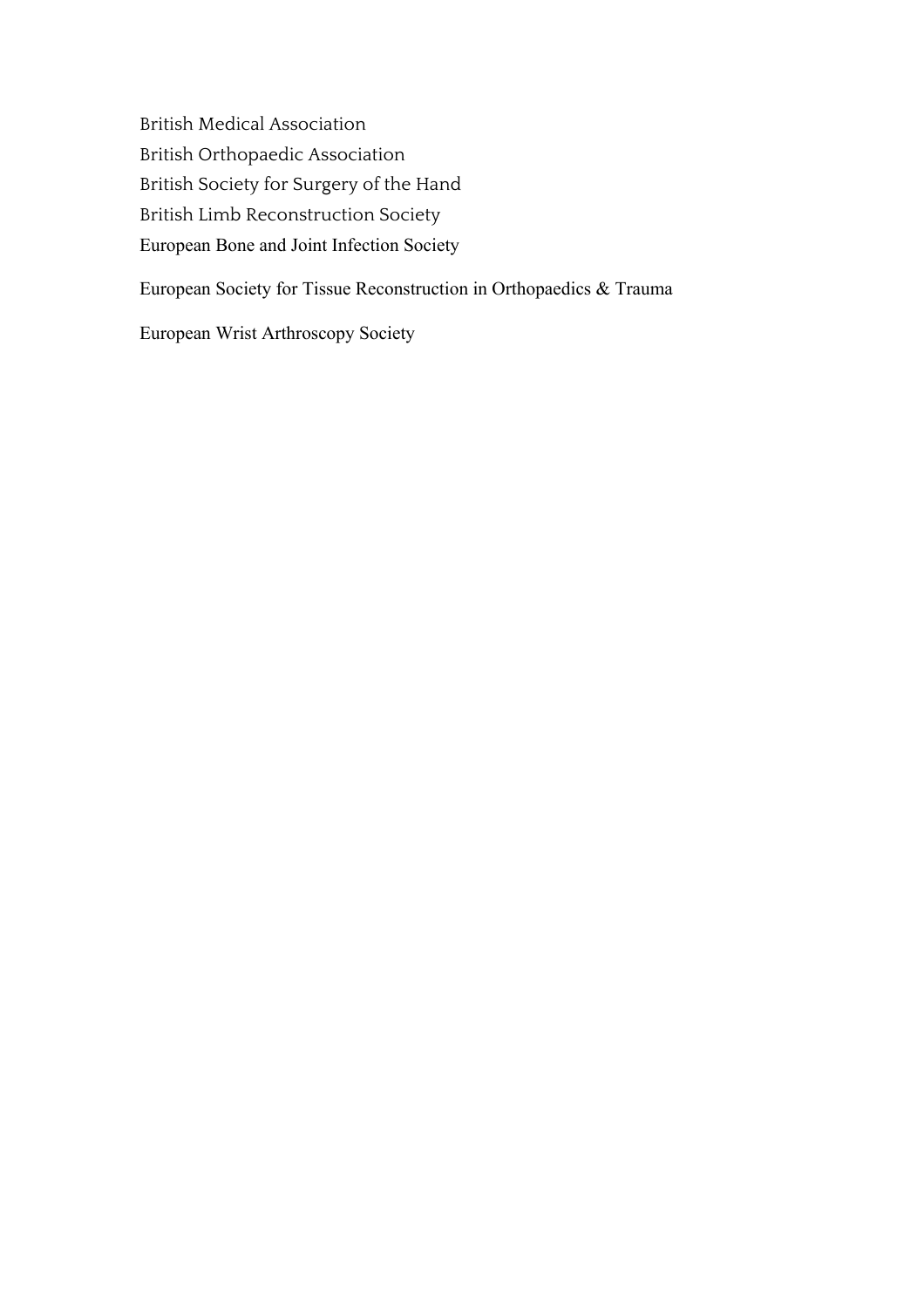British Medical Association

British Orthopaedic Association

British Society for Surgery of the Hand

British Limb Reconstruction Society

European Bone and Joint Infection Society

European Society for Tissue Reconstruction in Orthopaedics & Trauma

European Wrist Arthroscopy Society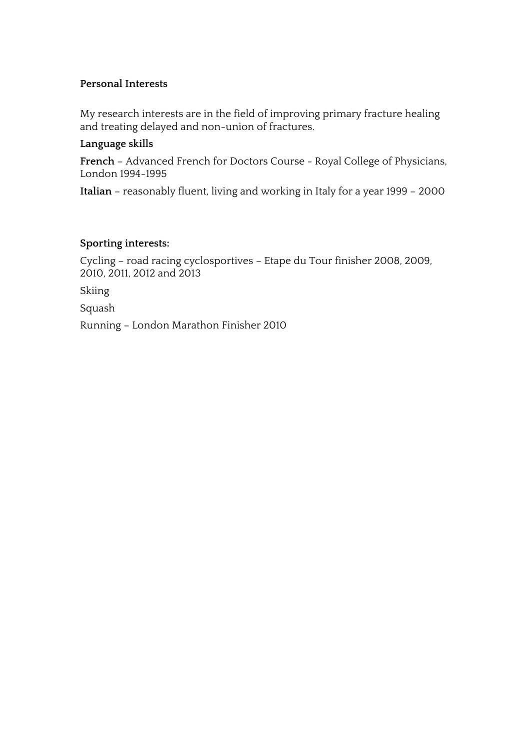**Personal Interests**

My research interests are in the field of improving primary fracture healing and treating delayed and non-union of fractures.

**Language skills**

**French** – Advanced French for Doctors Course - Royal College of Physicians, London 1994-1995

**Italian** – reasonably fluent, living and working in Italy for a year 1999 – 2000

**Sporting interests:**

Cycling – road racing cyclosportives – Etape du Tour finisher 2008, 2009, 2010, 2011, 2012 and 2013

Skiing

Squash

Running – London Marathon Finisher 2010